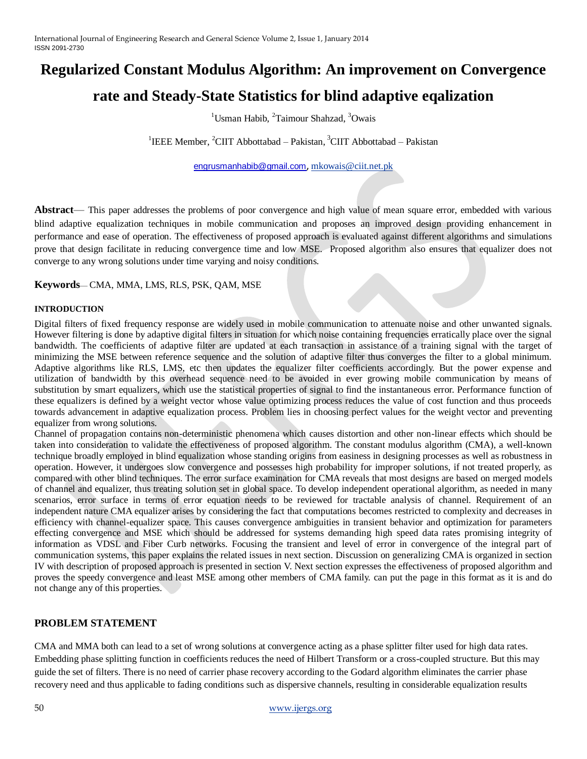# Regularized Constant Modulus Algorithm: An improvement on Convergence rate and Steady-State Statistics for blind adaptive eqalization

[1]Usman Habib, [2]Taimour Shahzad, [3]Owais

[1]IEEE Member, [2]CIIT Abbottabad – Pakistan, [3]CIIT Abbottabad – Pakistan

engrusmanhabib@gmail.com, mkowais@ciit.net.pk

**Abstract**— This paper addresses the problems of poor convergence and high value of mean square error, embedded with various blind adaptive equalization techniques in mobile communication and proposes an improved design providing enhancement in performance and ease of operation. The effectiveness of proposed approach is evaluated against different algorithms and simulations prove that design facilitate in reducing convergence time and low MSE. Proposed algorithm also ensures that equalizer does not converge to any wrong solutions under time varying and noisy conditions.

**Keywords**— CMA, MMA, LMS, RLS, PSK, QAM, MSE

## INTRODUCTION

Digital filters of fixed frequency response are widely used in mobile communication to attenuate noise and other unwanted signals. However filtering is done by adaptive digital filters in situation for which noise containing frequencies erratically place over the signal bandwidth. The coefficients of adaptive filter are updated at each transaction in assistance of a training signal with the target of minimizing the MSE between reference sequence and the solution of adaptive filter thus converges the filter to a global minimum. Adaptive algorithms like RLS, LMS, etc then updates the equalizer filter coefficients accordingly. But the power expense and utilization of bandwidth by this overhead sequence need to be avoided in ever growing mobile communication by means of substitution by smart equalizers, which use the statistical properties of signal to find the instantaneous error. Performance function of these equalizers is defined by a weight vector whose value optimizing process reduces the value of cost function and thus proceeds towards advancement in adaptive equalization process. Problem lies in choosing perfect values for the weight vector and preventing equalizer from wrong solutions.

Channel of propagation contains non-deterministic phenomena which causes distortion and other non-linear effects which should be taken into consideration to validate the effectiveness of proposed algorithm. The constant modulus algorithm (CMA), a well-known technique broadly employed in blind equalization whose standing origins from easiness in designing processes as well as robustness in operation. However, it undergoes slow convergence and possesses high probability for improper solutions, if not treated properly, as compared with other blind techniques. The error surface examination for CMA reveals that most designs are based on merged models of channel and equalizer, thus treating solution set in global space. To develop independent operational algorithm, as needed in many scenarios, error surface in terms of error equation needs to be reviewed for tractable analysis of channel. Requirement of an independent nature CMA equalizer arises by considering the fact that computations becomes restricted to complexity and decreases in efficiency with channel-equalizer space. This causes convergence ambiguities in transient behavior and optimization for parameters effecting convergence and MSE which should be addressed for systems demanding high speed data rates promising integrity of information as VDSL and Fiber Curb networks. Focusing the transient and level of error in convergence of the integral part of communication systems, this paper explains the related issues in next section. Discussion on generalizing CMA is organized in section IV with description of proposed approach is presented in section V. Next section expresses the effectiveness of proposed algorithm and proves the speedy convergence and least MSE among other members of CMA family. can put the page in this format as it is and do not change any of this properties.

## PROBLEM STATEMENT

CMA and MMA both can lead to a set of wrong solutions at convergence acting as a phase splitter filter used for high data rates. Embedding phase splitting function in coefficients reduces the need of Hilbert Transform or a cross-coupled structure. But this may guide the set of filters. There is no need of carrier phase recovery according to the Godard algorithm eliminates the carrier phase recovery need and thus applicable to fading conditions such as dispersive channels, resulting in considerable equalization results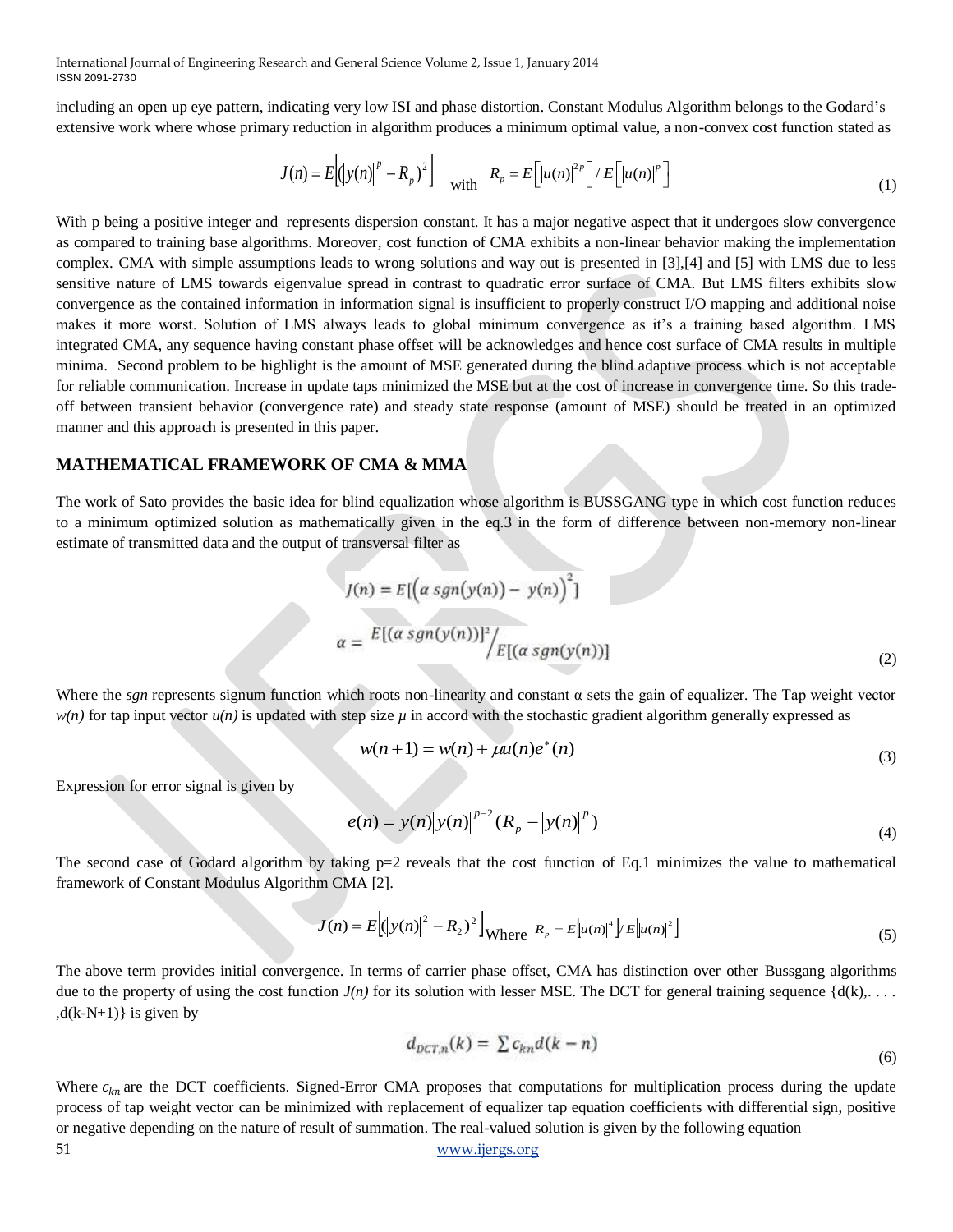including an open up eye pattern, indicating very low ISI and phase distortion. Constant Modulus Algorithm belongs to the Godard's extensive work where whose primary reduction in algorithm produces a minimum optimal value, a non-convex cost function stated as

$$J(n) = E\left[(|y(n)|^p - R_p)^2\right] \quad \text{with} \quad R_p = E\left[|u(n)|^{2p}\right] / E\left[|u(n)|^p\right] \tag{1}$$

With p being a positive integer and represents dispersion constant. It has a major negative aspect that it undergoes slow convergence as compared to training base algorithms. Moreover, cost function of CMA exhibits a non-linear behavior making the implementation complex. CMA with simple assumptions leads to wrong solutions and way out is presented in [3],[4] and [5] with LMS due to less sensitive nature of LMS towards eigenvalue spread in contrast to quadratic error surface of CMA. But LMS filters exhibits slow convergence as the contained information in information signal is insufficient to properly construct I/O mapping and additional noise makes it more worst. Solution of LMS always leads to global minimum convergence as it's a training based algorithm. LMS integrated CMA, any sequence having constant phase offset will be acknowledges and hence cost surface of CMA results in multiple minima. Second problem to be highlight is the amount of MSE generated during the blind adaptive process which is not acceptable for reliable communication. Increase in update taps minimized the MSE but at the cost of increase in convergence time. So this trade-off between transient behavior (convergence rate) and steady state response (amount of MSE) should be treated in an optimized manner and this approach is presented in this paper.

## MATHEMATICAL FRAMEWORK OF CMA & MMA

The work of Sato provides the basic idea for blind equalization whose algorithm is BUSSGANG type in which cost function reduces to a minimum optimized solution as mathematically given in the eq.3 in the form of difference between non-memory non-linear estimate of transmitted data and the output of transversal filter as

$$J(n) = E[\left(\alpha \, sgn(y(n)) - y(n)\right)^2]$$

$$\alpha = {E[(\alpha \, sgn(y(n))]^2} / {E[(\alpha \, sgn(y(n))]} \tag{2}$$

Where the *sgn* represents signum function which roots non-linearity and constant α sets the gain of equalizer. The Tap weight vector $w(n)$ for tap input vector $u(n)$ is updated with step size $\mu$ in accord with the stochastic gradient algorithm generally expressed as

$$w(n+1) = w(n) + \mu u(n) e^*(n) \tag{3}$$

Expression for error signal is given by

$$e(n) = y(n)|y(n)|^{p-2}(R_p - |y(n)|^p) \tag{4}$$

The second case of Godard algorithm by taking p=2 reveals that the cost function of Eq.1 minimizes the value to mathematical framework of Constant Modulus Algorithm CMA [2].

$$J(n) = E\left[(|y(n)|^2 - R_2)^2\right] \text{Where } R_p = E\left[|u(n)|^4\right] / E\left[|u(n)|^2\right] \tag{5}$$

The above term provides initial convergence. In terms of carrier phase offset, CMA has distinction over other Bussgang algorithms due to the property of using the cost function $J(n)$ for its solution with lesser MSE. The DCT for general training sequence {d(k),. . . . ,d(k-N+1)} is given by

$$d_{DCT,n}(k) = \sum c_{kn} d(k-n) \tag{6}$$

Where $c_{kn}$ are the DCT coefficients. Signed-Error CMA proposes that computations for multiplication process during the update process of tap weight vector can be minimized with replacement of equalizer tap equation coefficients with differential sign, positive or negative depending on the nature of result of summation. The real-valued solution is given by the following equation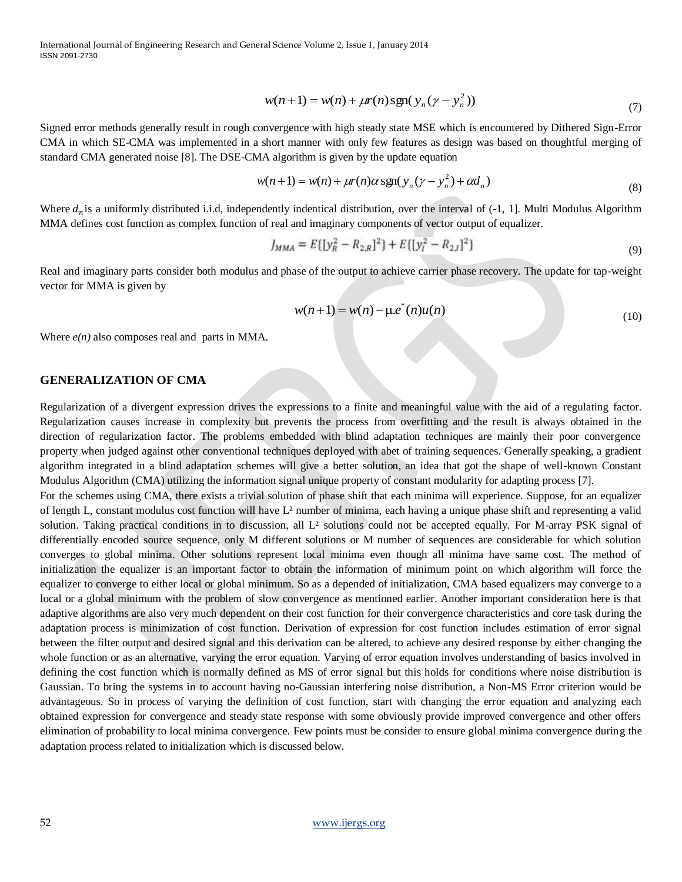$$w(n+1) = w(n) + \mu r(n)\,\mathrm{sgn}(y_n(\gamma - y_n^2)) \tag{7}$$

Signed error methods generally result in rough convergence with high steady state MSE which is encountered by Dithered Sign-Error CMA in which SE-CMA was implemented in a short manner with only few features as design was based on thoughtful merging of standard CMA generated noise [8]. The DSE-CMA algorithm is given by the update equation

$$w(n+1) = w(n) + \mu r(n)\alpha\,\mathrm{sgn}(y_n(\gamma - y_n^2) + \alpha d_n) \tag{8}$$

Where $d_n$ is a uniformly distributed i.i.d, independently indentical distribution, over the interval of (-1, 1]. Multi Modulus Algorithm MMA defines cost function as complex function of real and imaginary components of vector output of equalizer.

$$J_{MMA} = E\{[y_R^2 - R_{2,R}]^2\} + E\{[y_I^2 - R_{2,I}]^2\} \tag{9}$$

Real and imaginary parts consider both modulus and phase of the output to achieve carrier phase recovery. The update for tap-weight vector for MMA is given by

$$w(n+1) = w(n) - \mu.e^*(n)u(n) \tag{10}$$

Where *e(n)* also composes real and parts in MMA.

## GENERALIZATION OF CMA

Regularization of a divergent expression drives the expressions to a finite and meaningful value with the aid of a regulating factor. Regularization causes increase in complexity but prevents the process from overfitting and the result is always obtained in the direction of regularization factor. The problems embedded with blind adaptation techniques are mainly their poor convergence property when judged against other conventional techniques deployed with abet of training sequences. Generally speaking, a gradient algorithm integrated in a blind adaptation schemes will give a better solution, an idea that got the shape of well-known Constant Modulus Algorithm (CMA) utilizing the information signal unique property of constant modularity for adapting process [7].

For the schemes using CMA, there exists a trivial solution of phase shift that each minima will experience. Suppose, for an equalizer of length L, constant modulus cost function will have $L^2$ number of minima, each having a unique phase shift and representing a valid solution. Taking practical conditions in to discussion, all $L^2$ solutions could not be accepted equally. For M-array PSK signal of differentially encoded source sequence, only M different solutions or M number of sequences are considerable for which solution converges to global minima. Other solutions represent local minima even though all minima have same cost. The method of initialization the equalizer is an important factor to obtain the information of minimum point on which algorithm will force the equalizer to converge to either local or global minimum. So as a depended of initialization, CMA based equalizers may converge to a local or a global minimum with the problem of slow convergence as mentioned earlier. Another important consideration here is that adaptive algorithms are also very much dependent on their cost function for their convergence characteristics and core task during the adaptation process is minimization of cost function. Derivation of expression for cost function includes estimation of error signal between the filter output and desired signal and this derivation can be altered, to achieve any desired response by either changing the whole function or as an alternative, varying the error equation. Varying of error equation involves understanding of basics involved in defining the cost function which is normally defined as MS of error signal but this holds for conditions where noise distribution is Gaussian. To bring the systems in to account having no-Gaussian interfering noise distribution, a Non-MS Error criterion would be advantageous. So in process of varying the definition of cost function, start with changing the error equation and analyzing each obtained expression for convergence and steady state response with some obviously provide improved convergence and other offers elimination of probability to local minima convergence. Few points must be consider to ensure global minima convergence during the adaptation process related to initialization which is discussed below.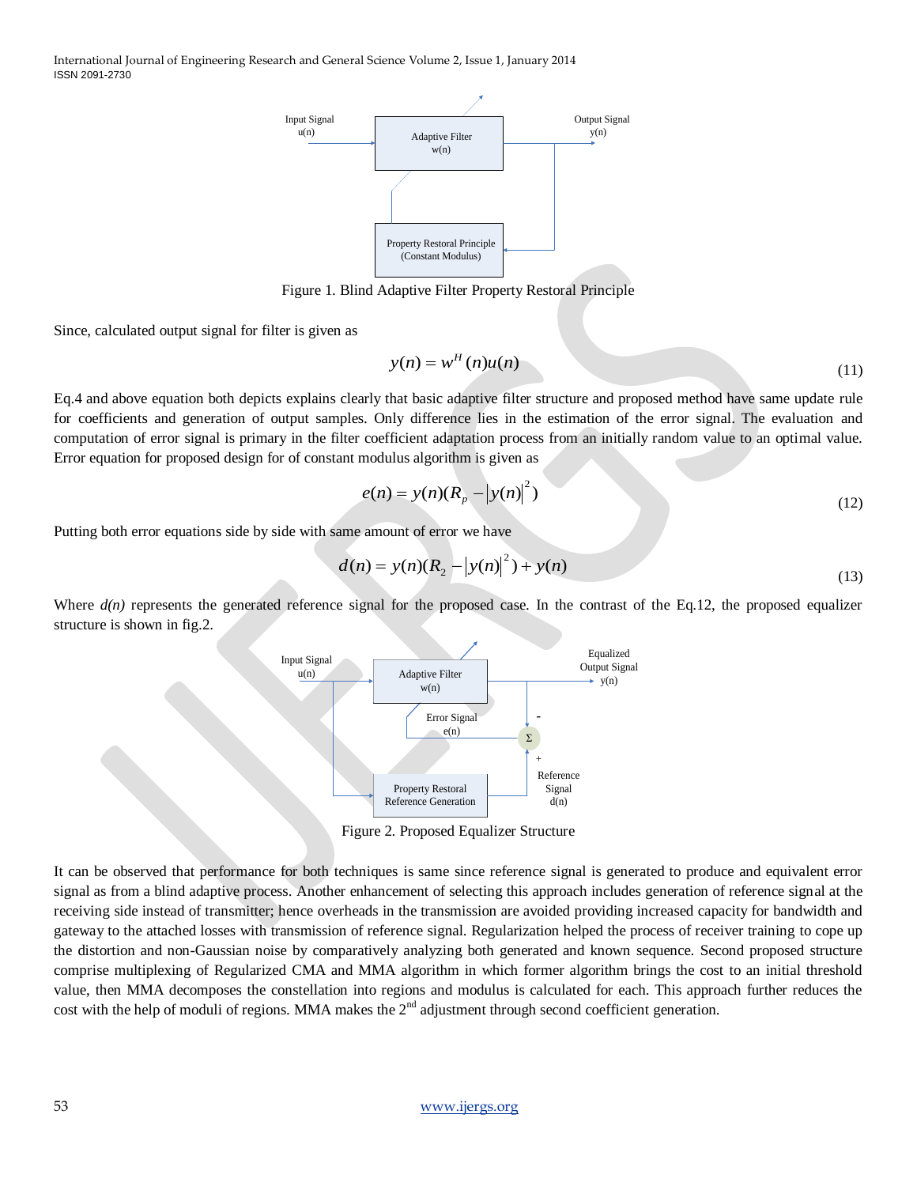Figure 1. Blind Adaptive Filter Property Restoral Principle

Since, calculated output signal for filter is given as

$$y(n) = w^H(n)u(n) \tag{11}$$

Eq.4 and above equation both depicts explains clearly that basic adaptive filter structure and proposed method have same update rule for coefficients and generation of output samples. Only difference lies in the estimation of the error signal. The evaluation and computation of error signal is primary in the filter coefficient adaptation process from an initially random value to an optimal value. Error equation for proposed design for of constant modulus algorithm is given as

$$e(n) = y(n)(R_p - |y(n)|^2) \tag{12}$$

Putting both error equations side by side with same amount of error we have

$$d(n) = y(n)(R_2 - |y(n)|^2) + y(n) \tag{13}$$

Where *d(n)* represents the generated reference signal for the proposed case. In the contrast of the Eq.12, the proposed equalizer structure is shown in fig.2.

Figure 2. Proposed Equalizer Structure

It can be observed that performance for both techniques is same since reference signal is generated to produce and equivalent error signal as from a blind adaptive process. Another enhancement of selecting this approach includes generation of reference signal at the receiving side instead of transmitter; hence overheads in the transmission are avoided providing increased capacity for bandwidth and gateway to the attached losses with transmission of reference signal. Regularization helped the process of receiver training to cope up the distortion and non-Gaussian noise by comparatively analyzing both generated and known sequence. Second proposed structure comprise multiplexing of Regularized CMA and MMA algorithm in which former algorithm brings the cost to an initial threshold value, then MMA decomposes the constellation into regions and modulus is calculated for each. This approach further reduces the cost with the help of moduli of regions. MMA makes the 2nd adjustment through second coefficient generation.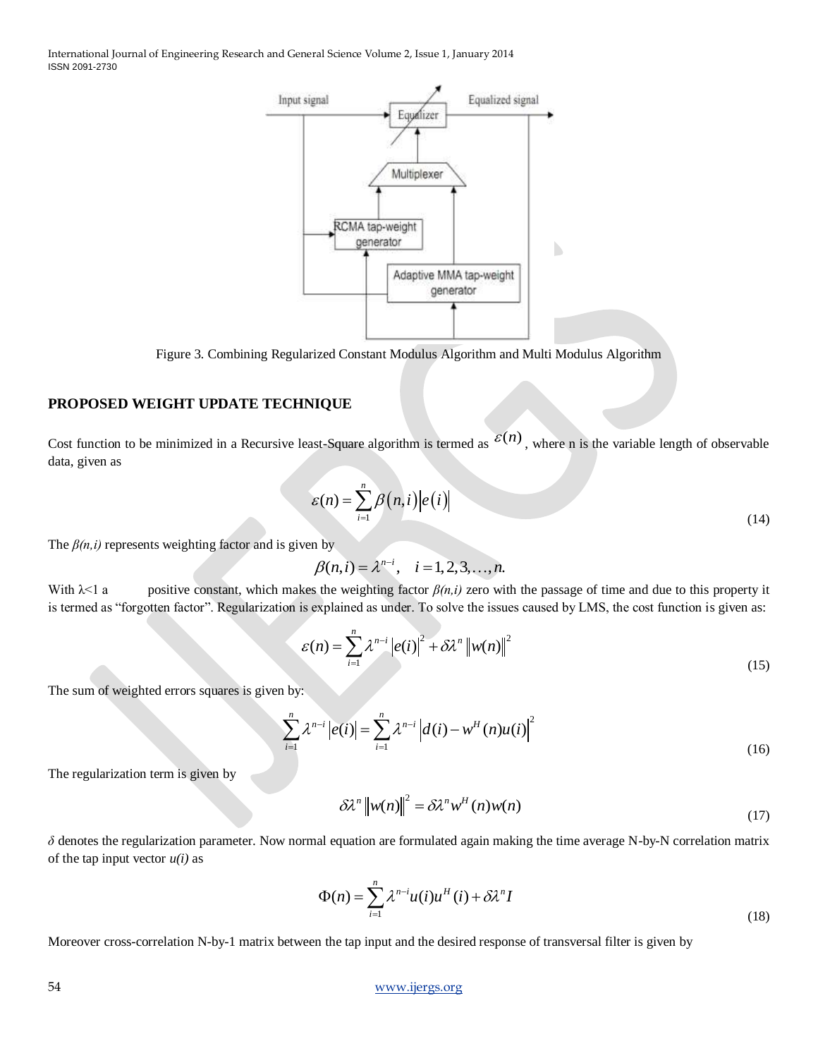Figure 3. Combining Regularized Constant Modulus Algorithm and Multi Modulus Algorithm

## PROPOSED WEIGHT UPDATE TECHNIQUE

Cost function to be minimized in a Recursive least-Square algorithm is termed as $\varepsilon(n)$, where n is the variable length of observable data, given as

$$\varepsilon(n) = \sum_{i=1}^{n} \beta(n,i)\left|e(i)\right| \tag{14}$$

The $\beta(n,i)$ represents weighting factor and is given by

$$\beta(n,i) = \lambda^{n-i}, \quad i = 1,2,3,\ldots,n.$$

With $\lambda<1$ a positive constant, which makes the weighting factor $\beta(n,i)$ zero with the passage of time and due to this property it is termed as "forgotten factor". Regularization is explained as under. To solve the issues caused by LMS, the cost function is given as:

$$\varepsilon(n) = \sum_{i=1}^{n} \lambda^{n-i}\left|e(i)\right|^2 + \delta\lambda^n \left\|w(n)\right\|^2 \tag{15}$$

The sum of weighted errors squares is given by:

$$\sum_{i=1}^{n} \lambda^{n-i}\left|e(i)\right| = \sum_{i=1}^{n} \lambda^{n-i}\left|d(i) - w^H(n)u(i)\right|^2 \tag{16}$$

The regularization term is given by

$$\delta\lambda^n \left\|w(n)\right\|^2 = \delta\lambda^n w^H(n)w(n) \tag{17}$$

$\delta$ denotes the regularization parameter. Now normal equation are formulated again making the time average N-by-N correlation matrix of the tap input vector $u(i)$ as

$$\Phi(n) = \sum_{i=1}^{n} \lambda^{n-i}u(i)u^H(i) + \delta\lambda^n I \tag{18}$$

Moreover cross-correlation N-by-1 matrix between the tap input and the desired response of transversal filter is given by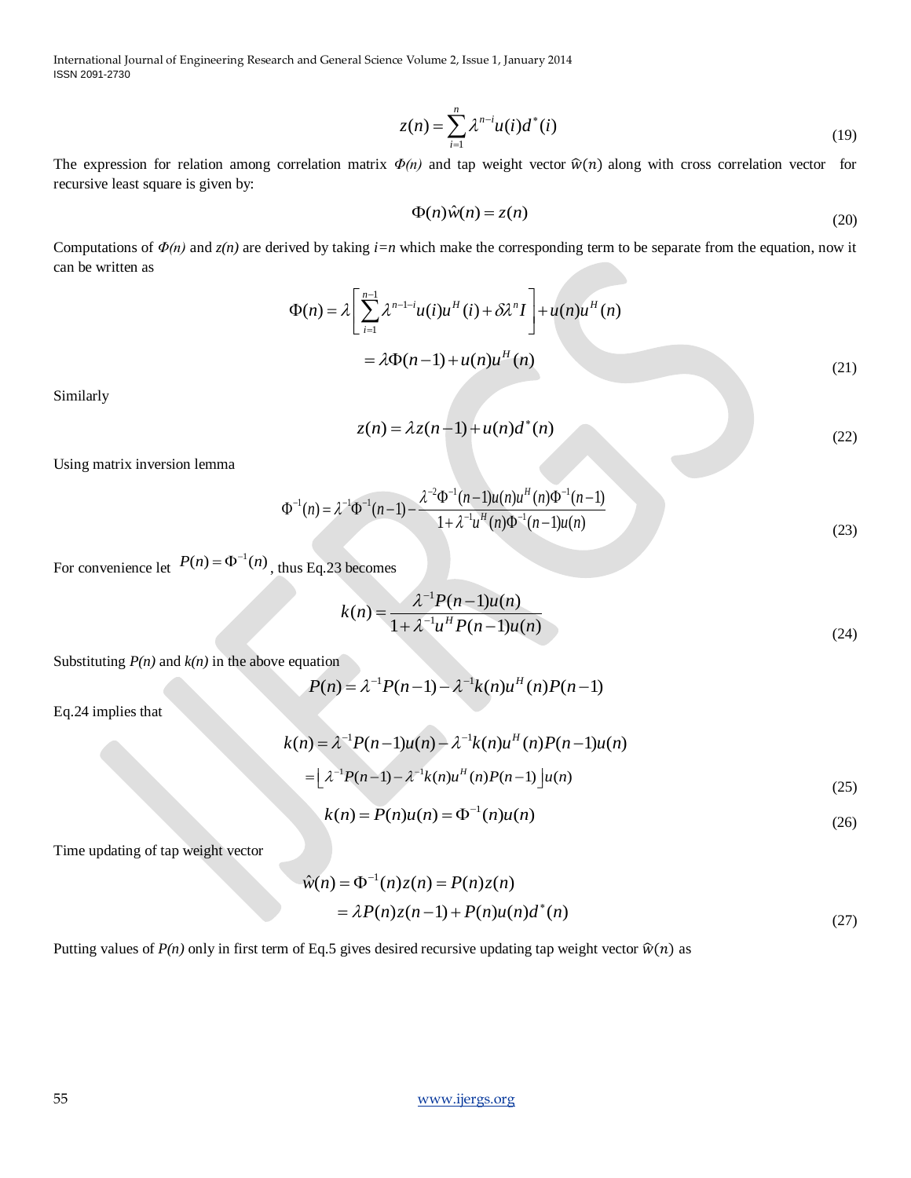$$z(n) = \sum_{i=1}^{n} \lambda^{n-i} u(i) d^*(i) \tag{19}$$

The expression for relation among correlation matrix $\Phi(n)$ and tap weight vector $\hat{w}(n)$ along with cross correlation vector for recursive least square is given by:

$$\Phi(n)\hat{w}(n) = z(n) \tag{20}$$

Computations of $\Phi(n)$ and $z(n)$ are derived by taking $i=n$ which make the corresponding term to be separate from the equation, now it can be written as

$$\begin{aligned}\Phi(n) &= \lambda\left[\sum_{i=1}^{n-1} \lambda^{n-1-i} u(i) u^H(i) + \delta\lambda^n I\right] + u(n)u^H(n) \\ &= \lambda\Phi(n-1) + u(n)u^H(n)\end{aligned} \tag{21}$$

Similarly

$$z(n) = \lambda z(n-1) + u(n)d^*(n) \tag{22}$$

Using matrix inversion lemma

$$\Phi^{-1}(n) = \lambda^{-1}\Phi^{-1}(n-1) - \frac{\lambda^{-2}\Phi^{-1}(n-1)u(n)u^H(n)\Phi^{-1}(n-1)}{1+\lambda^{-1}u^H(n)\Phi^{-1}(n-1)u(n)} \tag{23}$$

For convenience let $P(n) = \Phi^{-1}(n)$, thus Eq.23 becomes

$$k(n) = \frac{\lambda^{-1}P(n-1)u(n)}{1+\lambda^{-1}u^H P(n-1)u(n)} \tag{24}$$

Substituting $P(n)$ and $k(n)$ in the above equation

$$P(n) = \lambda^{-1}P(n-1) - \lambda^{-1}k(n)u^H(n)P(n-1)$$

Eq.24 implies that

$$\begin{aligned}k(n) &= \lambda^{-1}P(n-1)u(n) - \lambda^{-1}k(n)u^H(n)P(n-1)u(n) \\ &= \left\lfloor \lambda^{-1}P(n-1) - \lambda^{-1}k(n)u^H(n)P(n-1) \right\rfloor u(n)\end{aligned} \tag{25}$$

$$k(n) = P(n)u(n) = \Phi^{-1}(n)u(n) \tag{26}$$

Time updating of tap weight vector

$$\begin{aligned}\hat{w}(n) &= \Phi^{-1}(n)z(n) = P(n)z(n) \\ &= \lambda P(n)z(n-1) + P(n)u(n)d^*(n)\end{aligned} \tag{27}$$

Putting values of $P(n)$ only in first term of Eq.5 gives desired recursive updating tap weight vector $\hat{w}(n)$ as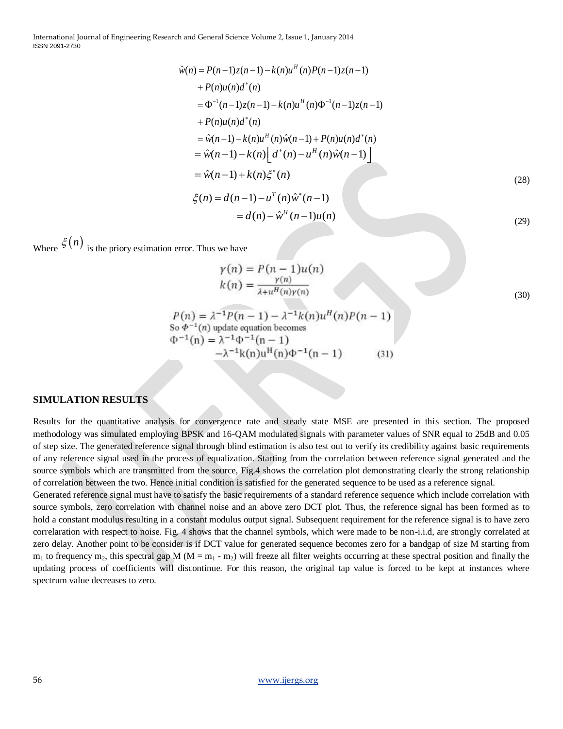$$
\begin{aligned}
\hat{w}(n) &= P(n-1)z(n-1) - k(n)u^{H}(n)P(n-1)z(n-1) \\
&\quad + P(n)u(n)d^{*}(n) \\
&= \Phi^{-1}(n-1)z(n-1) - k(n)u^{H}(n)\Phi^{-1}(n-1)z(n-1) \\
&\quad + P(n)u(n)d^{*}(n) \\
&= \hat{w}(n-1) - k(n)u^{H}(n)\hat{w}(n-1) + P(n)u(n)d^{*}(n) \\
&= \hat{w}(n-1) - k(n)\left[ d^{*}(n) - u^{H}(n)\hat{w}(n-1) \right] \\
&= \hat{w}(n-1) + k(n)\xi^{*}(n)
\end{aligned}
\tag{28}
$$

$$
\begin{aligned}
\xi(n) &= d(n-1) - u^{T}(n)\hat{w}^{*}(n-1) \\
&= d(n) - \hat{w}^{H}(n-1)u(n)
\end{aligned}
\tag{29}
$$

Where $\xi(n)$ is the priory estimation error. Thus we have

$$
\begin{aligned}
\gamma(n) &= P(n-1)u(n) \\
k(n) &= \frac{\gamma(n)}{\lambda + u^{H}(n)\gamma(n)}
\end{aligned}
\tag{30}
$$

$$
P(n) = \lambda^{-1}P(n-1) - \lambda^{-1}k(n)u^{H}(n)P(n-1)
$$

So $\Phi^{-1}(n)$ update equation becomes

$$
\begin{aligned}
\Phi^{-1}(n) &= \lambda^{-1}\Phi^{-1}(n-1) \\
&\quad - \lambda^{-1}k(n)u^{H}(n)\Phi^{-1}(n-1)
\end{aligned}
\tag{31}
$$

## SIMULATION RESULTS

Results for the quantitative analysis for convergence rate and steady state MSE are presented in this section. The proposed methodology was simulated employing BPSK and 16-QAM modulated signals with parameter values of SNR equal to 25dB and 0.05 of step size. The generated reference signal through blind estimation is also test out to verify its credibility against basic requirements of any reference signal used in the process of equalization. Starting from the correlation between reference signal generated and the source symbols which are transmitted from the source, Fig.4 shows the correlation plot demonstrating clearly the strong relationship of correlation between the two. Hence initial condition is satisfied for the generated sequence to be used as a reference signal.

Generated reference signal must have to satisfy the basic requirements of a standard reference sequence which include correlation with source symbols, zero correlation with channel noise and an above zero DCT plot. Thus, the reference signal has been formed as to hold a constant modulus resulting in a constant modulus output signal. Subsequent requirement for the reference signal is to have zero correlaration with respect to noise. Fig. 4 shows that the channel symbols, which were made to be non-i.i.d, are strongly correlated at zero delay. Another point to be consider is if DCT value for generated sequence becomes zero for a bandgap of size M starting from $m_1$ to frequency $m_2$, this spectral gap M ($M = m_1 - m_2$) will freeze all filter weights occurring at these spectral position and finally the updating process of coefficients will discontinue. For this reason, the original tap value is forced to be kept at instances where spectrum value decreases to zero.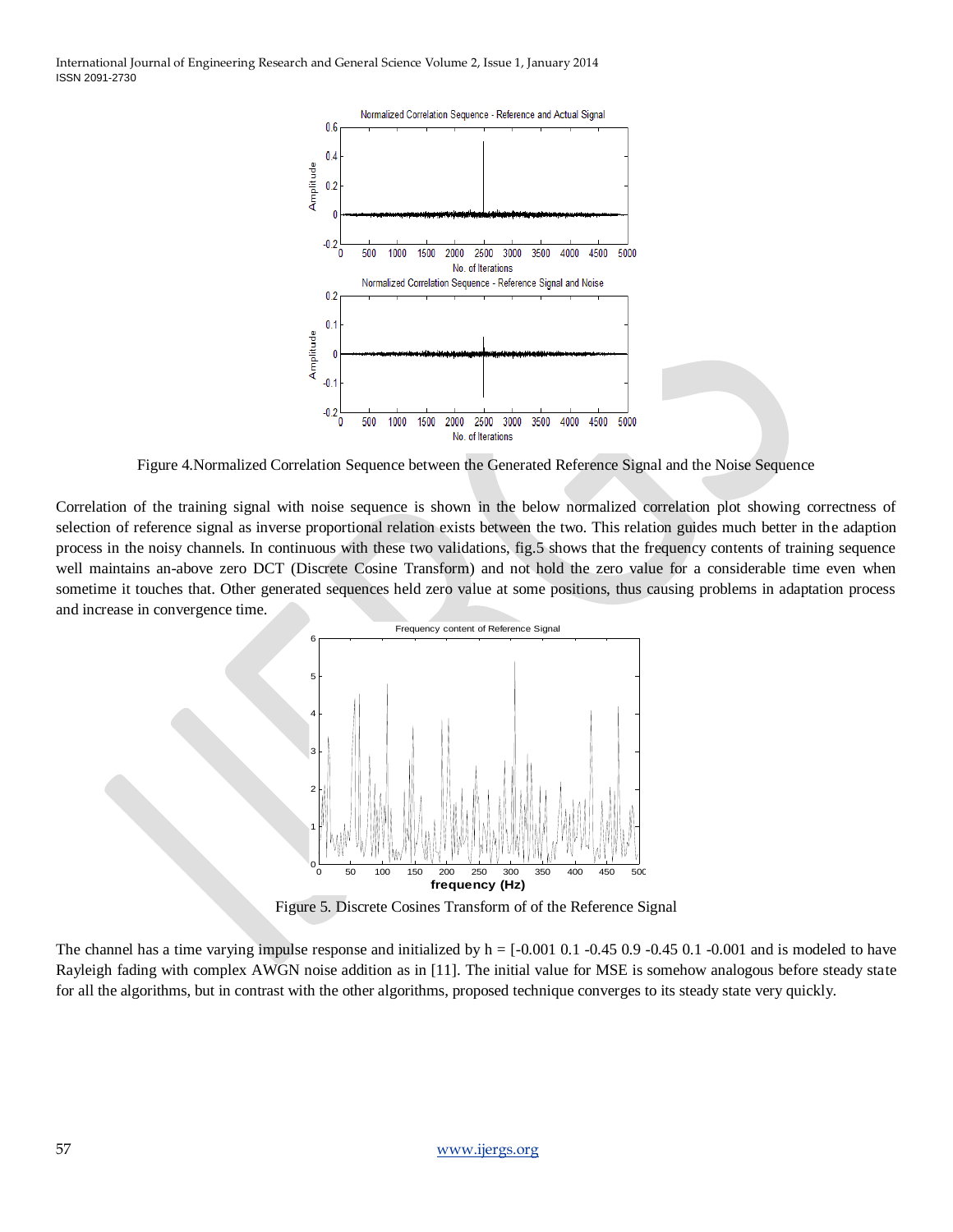Figure 4.Normalized Correlation Sequence between the Generated Reference Signal and the Noise Sequence

Correlation of the training signal with noise sequence is shown in the below normalized correlation plot showing correctness of selection of reference signal as inverse proportional relation exists between the two. This relation guides much better in the adaption process in the noisy channels. In continuous with these two validations, fig.5 shows that the frequency contents of training sequence well maintains an-above zero DCT (Discrete Cosine Transform) and not hold the zero value for a considerable time even when sometime it touches that. Other generated sequences held zero value at some positions, thus causing problems in adaptation process and increase in convergence time.

Figure 5. Discrete Cosines Transform of of the Reference Signal

The channel has a time varying impulse response and initialized by h = [-0.001 0.1 -0.45 0.9 -0.45 0.1 -0.001 and is modeled to have Rayleigh fading with complex AWGN noise addition as in [11]. The initial value for MSE is somehow analogous before steady state for all the algorithms, but in contrast with the other algorithms, proposed technique converges to its steady state very quickly.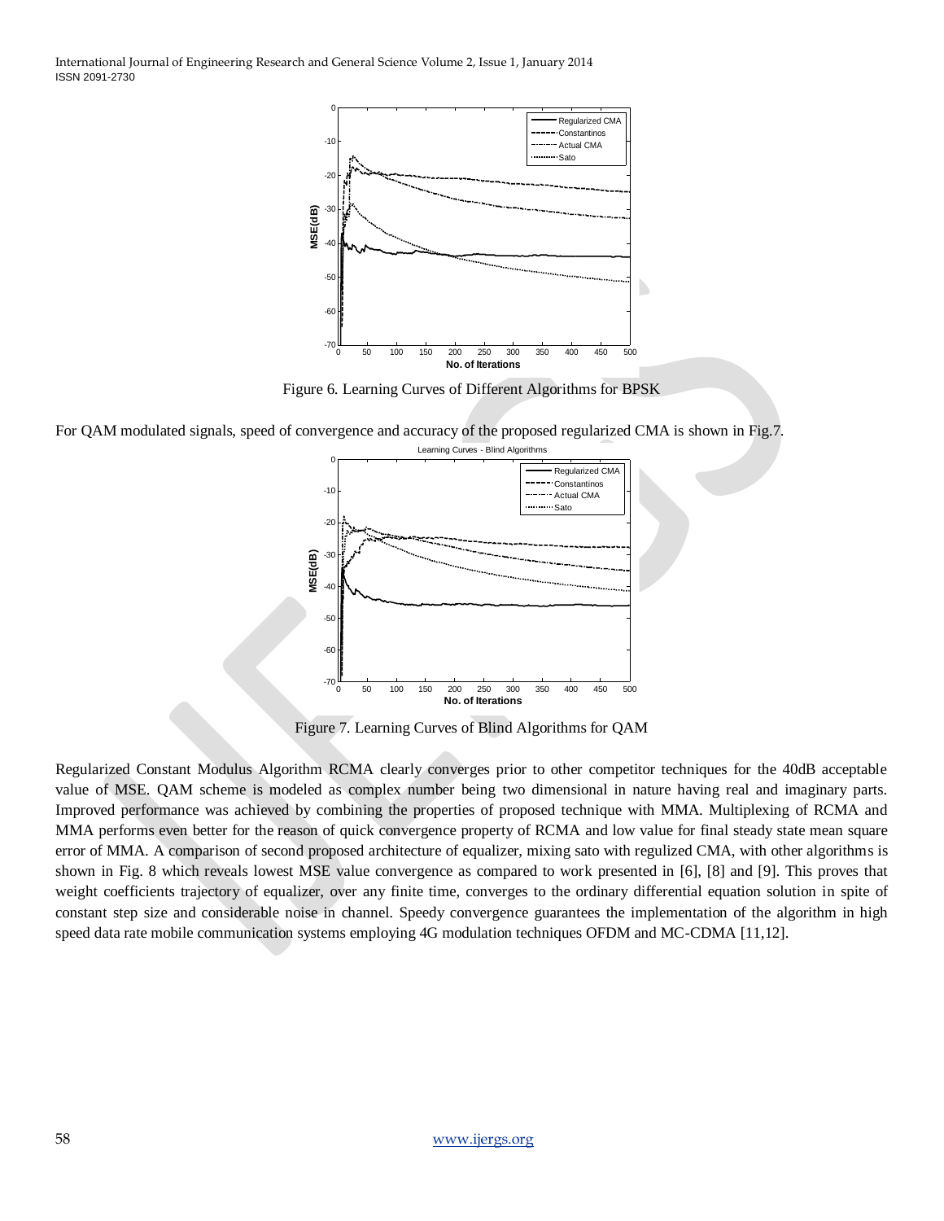Figure 6. Learning Curves of Different Algorithms for BPSK

For QAM modulated signals, speed of convergence and accuracy of the proposed regularized CMA is shown in Fig.7.

Figure 7. Learning Curves of Blind Algorithms for QAM

Regularized Constant Modulus Algorithm RCMA clearly converges prior to other competitor techniques for the 40dB acceptable value of MSE. QAM scheme is modeled as complex number being two dimensional in nature having real and imaginary parts. Improved performance was achieved by combining the properties of proposed technique with MMA. Multiplexing of RCMA and MMA performs even better for the reason of quick convergence property of RCMA and low value for final steady state mean square error of MMA. A comparison of second proposed architecture of equalizer, mixing sato with regulized CMA, with other algorithms is shown in Fig. 8 which reveals lowest MSE value convergence as compared to work presented in [6], [8] and [9]. This proves that weight coefficients trajectory of equalizer, over any finite time, converges to the ordinary differential equation solution in spite of constant step size and considerable noise in channel. Speedy convergence guarantees the implementation of the algorithm in high speed data rate mobile communication systems employing 4G modulation techniques OFDM and MC-CDMA [11,12].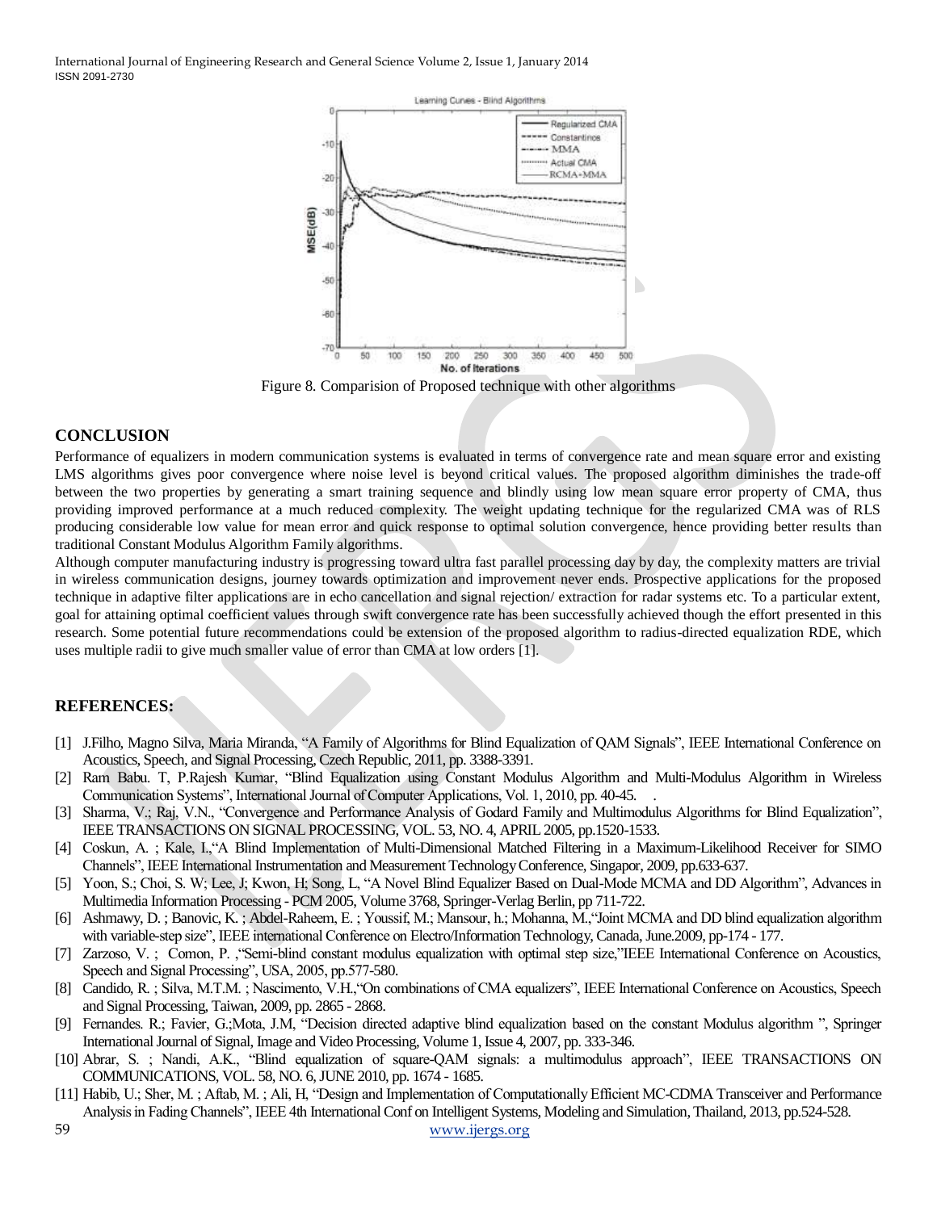Figure 8. Comparision of Proposed technique with other algorithms

## CONCLUSION

Performance of equalizers in modern communication systems is evaluated in terms of convergence rate and mean square error and existing LMS algorithms gives poor convergence where noise level is beyond critical values. The proposed algorithm diminishes the trade-off between the two properties by generating a smart training sequence and blindly using low mean square error property of CMA, thus providing improved performance at a much reduced complexity. The weight updating technique for the regularized CMA was of RLS producing considerable low value for mean error and quick response to optimal solution convergence, hence providing better results than traditional Constant Modulus Algorithm Family algorithms.

Although computer manufacturing industry is progressing toward ultra fast parallel processing day by day, the complexity matters are trivial in wireless communication designs, journey towards optimization and improvement never ends. Prospective applications for the proposed technique in adaptive filter applications are in echo cancellation and signal rejection/ extraction for radar systems etc. To a particular extent, goal for attaining optimal coefficient values through swift convergence rate has been successfully achieved though the effort presented in this research. Some potential future recommendations could be extension of the proposed algorithm to radius-directed equalization RDE, which uses multiple radii to give much smaller value of error than CMA at low orders [1].

## REFERENCES:

[1] J.Filho, Magno Silva, Maria Miranda, "A Family of Algorithms for Blind Equalization of QAM Signals", IEEE International Conference on Acoustics, Speech, and Signal Processing, Czech Republic, 2011, pp. 3388-3391.

[2] Ram Babu. T, P.Rajesh Kumar, "Blind Equalization using Constant Modulus Algorithm and Multi-Modulus Algorithm in Wireless Communication Systems", International Journal of Computer Applications, Vol. 1, 2010, pp. 40-45.

[3] Sharma, V.; Raj, V.N., "Convergence and Performance Analysis of Godard Family and Multimodulus Algorithms for Blind Equalization", IEEE TRANSACTIONS ON SIGNAL PROCESSING, VOL. 53, NO. 4, APRIL 2005, pp.1520-1533.

[4] Coskun, A. ; Kale, I.,"A Blind Implementation of Multi-Dimensional Matched Filtering in a Maximum-Likelihood Receiver for SIMO Channels", IEEE International Instrumentation and Measurement Technology Conference, Singapor, 2009, pp.633-637.

[5] Yoon, S.; Choi, S. W; Lee, J; Kwon, H; Song, L, "A Novel Blind Equalizer Based on Dual-Mode MCMA and DD Algorithm", Advances in Multimedia Information Processing - PCM 2005, Volume 3768, Springer-Verlag Berlin, pp 711-722.

[6] Ashmawy, D. ; Banovic, K. ; Abdel-Raheem, E. ; Youssif, M.; Mansour, h.; Mohanna, M.,"Joint MCMA and DD blind equalization algorithm with variable-step size", IEEE international Conference on Electro/Information Technology, Canada, June.2009, pp-174 - 177.

[7] Zarzoso, V. ; Comon, P. ,"Semi-blind constant modulus equalization with optimal step size,"IEEE International Conference on Acoustics, Speech and Signal Processing", USA, 2005, pp.577-580.

[8] Candido, R. ; Silva, M.T.M. ; Nascimento, V.H.,"On combinations of CMA equalizers", IEEE International Conference on Acoustics, Speech and Signal Processing, Taiwan, 2009, pp. 2865 - 2868.

[9] Fernandes. R.; Favier, G.;Mota, J.M, "Decision directed adaptive blind equalization based on the constant Modulus algorithm ", Springer International Journal of Signal, Image and Video Processing, Volume 1, Issue 4, 2007, pp. 333-346.

[10] Abrar, S. ; Nandi, A.K., "Blind equalization of square-QAM signals: a multimodulus approach", IEEE TRANSACTIONS ON COMMUNICATIONS, VOL. 58, NO. 6, JUNE 2010, pp. 1674 - 1685.

[11] Habib, U.; Sher, M. ; Aftab, M. ; Ali, H, "Design and Implementation of Computationally Efficient MC-CDMA Transceiver and Performance Analysis in Fading Channels", IEEE 4th International Conf on Intelligent Systems, Modeling and Simulation, Thailand, 2013, pp.524-528.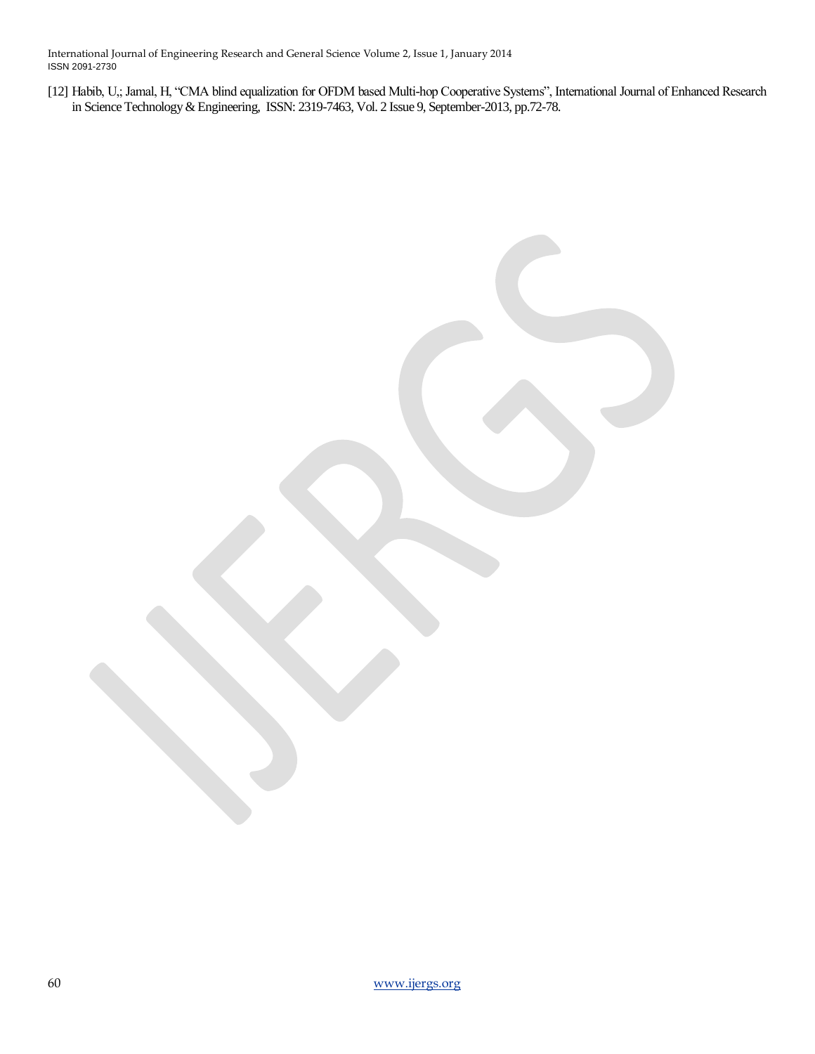[12] Habib, U,; Jamal, H, "CMA blind equalization for OFDM based Multi-hop Cooperative Systems", International Journal of Enhanced Research in Science Technology & Engineering, ISSN: 2319-7463, Vol. 2 Issue 9, September-2013, pp.72-78.